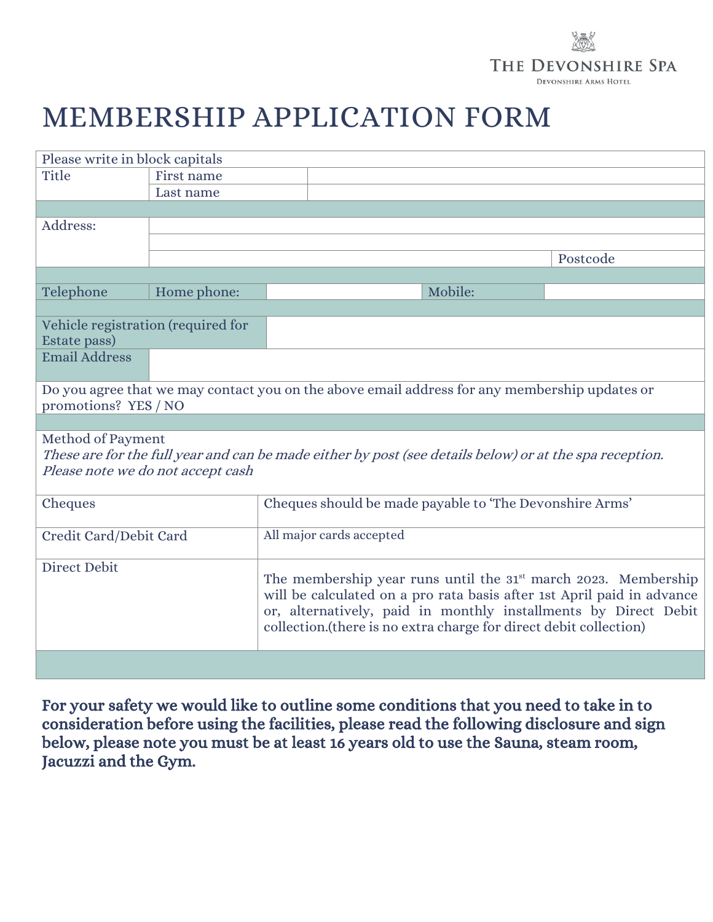THE DEVONSHIRE SPA

DEVONSHIRE ARMS HOTEL

# MEMBERSHIP APPLICATION FORM

| Please write in block capitals | | | |
|---|---|---|---|
| Title | First name | | |
| | Last name | | |
| | | | |
| Address: | | | |
| | | | |
| | | | Postcode |
| | | | |
| Telephone | Home phone: | | Mobile: |
| | | | |
| Vehicle registration (required for Estate pass) | | | |
| Email Address | | | |
| Do you agree that we may contact you on the above email address for any membership updates or promotions? YES / NO | | | |

| Method of Payment<br>*These are for the full year and can be made either by post (see details below) or at the spa reception. Please note we do not accept cash* | |
|---|---|
| Cheques | Cheques should be made payable to 'The Devonshire Arms' |
| Credit Card/Debit Card | All major cards accepted |
| Direct Debit | The membership year runs until the 31st march 2023. Membership will be calculated on a pro rata basis after 1st April paid in advance or, alternatively, paid in monthly installments by Direct Debit collection.(there is no extra charge for direct debit collection) |

**For your safety we would like to outline some conditions that you need to take in to consideration before using the facilities, please read the following disclosure and sign below, please note you must be at least 16 years old to use the Sauna, steam room, Jacuzzi and the Gym.**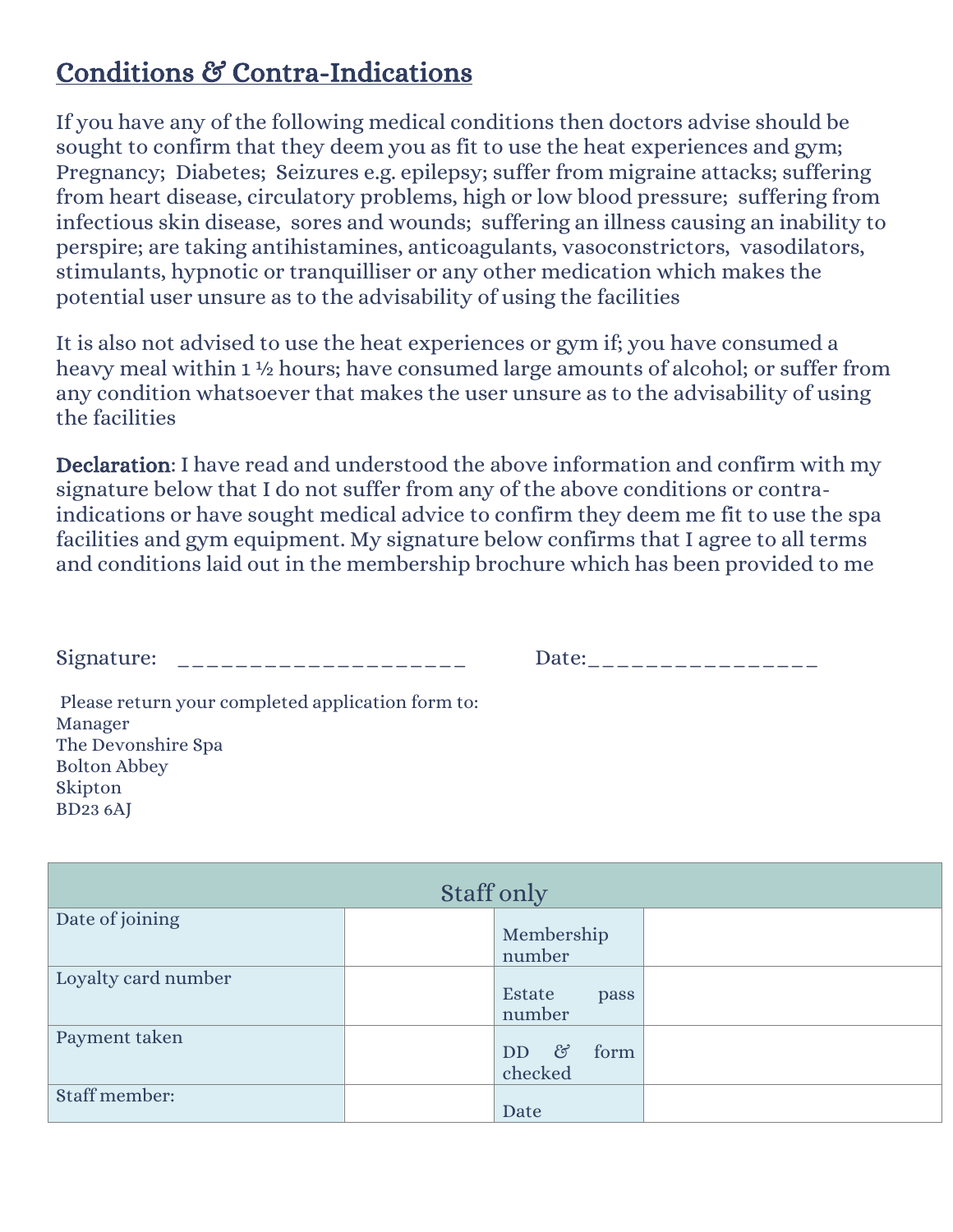## Conditions & Contra-Indications

If you have any of the following medical conditions then doctors advise should be sought to confirm that they deem you as fit to use the heat experiences and gym; Pregnancy; Diabetes; Seizures e.g. epilepsy; suffer from migraine attacks; suffering from heart disease, circulatory problems, high or low blood pressure; suffering from infectious skin disease, sores and wounds; suffering an illness causing an inability to perspire; are taking antihistamines, anticoagulants, vasoconstrictors, vasodilators, stimulants, hypnotic or tranquilliser or any other medication which makes the potential user unsure as to the advisability of using the facilities

It is also not advised to use the heat experiences or gym if; you have consumed a heavy meal within 1 ½ hours; have consumed large amounts of alcohol; or suffer from any condition whatsoever that makes the user unsure as to the advisability of using the facilities

**Declaration**: I have read and understood the above information and confirm with my signature below that I do not suffer from any of the above conditions or contra-indications or have sought medical advice to confirm they deem me fit to use the spa facilities and gym equipment. My signature below confirms that I agree to all terms and conditions laid out in the membership brochure which has been provided to me

Signature: _____________________ Date:________________

Please return your completed application form to:
Manager
The Devonshire Spa
Bolton Abbey
Skipton
BD23 6AJ

| Staff only | | | |
|---|---|---|---|
| Date of joining | | Membership number | |
| Loyalty card number | | Estate pass number | |
| Payment taken | | DD & form checked | |
| Staff member: | | Date | |